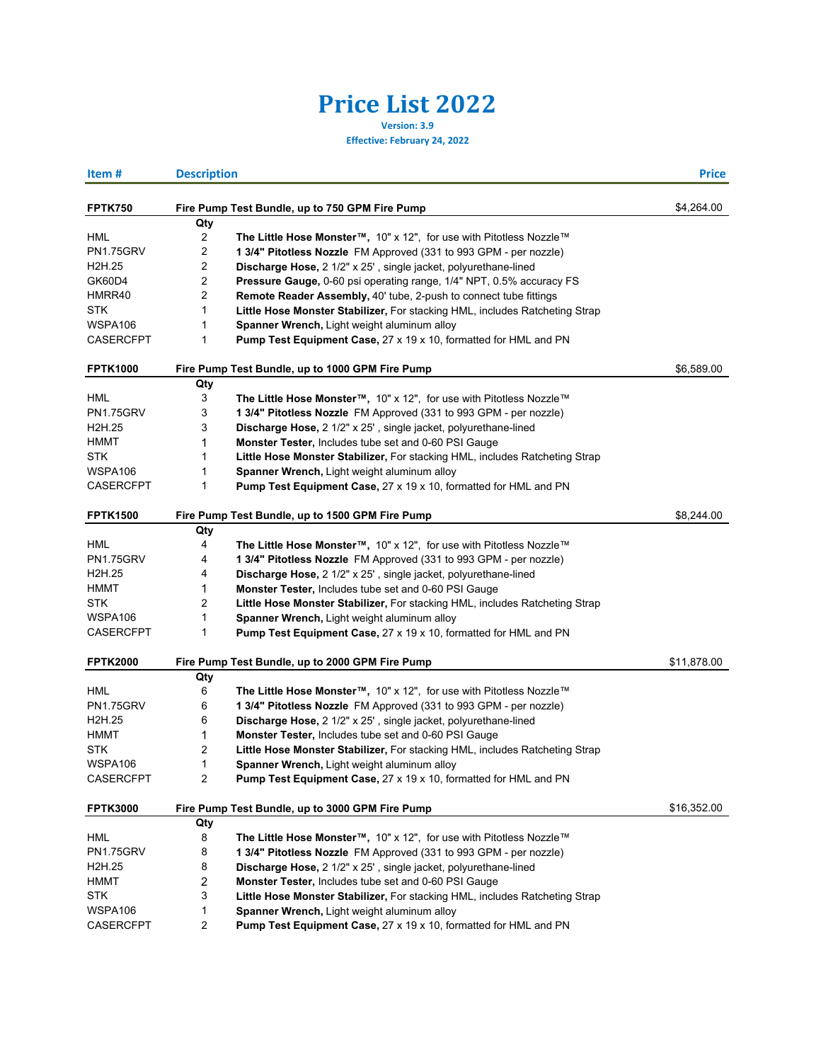# Price List 2022

**Version: 3.9**

**Effective: February 24, 2022**

| Item # | Qty | Description | Price |
|---|---|---|---|
| **FPTK750** | | **Fire Pump Test Bundle, up to 750 GPM Fire Pump** | $4,264.00 |
| | **Qty** | | |
| HML | 2 | **The Little Hose Monster™,** 10" x 12", for use with Pitotless Nozzle™ | |
| PN1.75GRV | 2 | **1 3/4" Pitotless Nozzle** FM Approved (331 to 993 GPM - per nozzle) | |
| H2H.25 | 2 | **Discharge Hose,** 2 1/2" x 25' , single jacket, polyurethane-lined | |
| GK60D4 | 2 | **Pressure Gauge,** 0-60 psi operating range, 1/4" NPT, 0.5% accuracy FS | |
| HMRR40 | 2 | **Remote Reader Assembly,** 40' tube, 2-push to connect tube fittings | |
| STK | 1 | **Little Hose Monster Stabilizer,** For stacking HML, includes Ratcheting Strap | |
| WSPA106 | 1 | **Spanner Wrench,** Light weight aluminum alloy | |
| CASERCFPT | 1 | **Pump Test Equipment Case,** 27 x 19 x 10, formatted for HML and PN | |
| **FPTK1000** | | **Fire Pump Test Bundle, up to 1000 GPM Fire Pump** | $6,589.00 |
| | **Qty** | | |
| HML | 3 | **The Little Hose Monster™,** 10" x 12", for use with Pitotless Nozzle™ | |
| PN1.75GRV | 3 | **1 3/4" Pitotless Nozzle** FM Approved (331 to 993 GPM - per nozzle) | |
| H2H.25 | 3 | **Discharge Hose,** 2 1/2" x 25' , single jacket, polyurethane-lined | |
| HMMT | 1 | **Monster Tester,** Includes tube set and 0-60 PSI Gauge | |
| STK | 1 | **Little Hose Monster Stabilizer,** For stacking HML, includes Ratcheting Strap | |
| WSPA106 | 1 | **Spanner Wrench,** Light weight aluminum alloy | |
| CASERCFPT | 1 | **Pump Test Equipment Case,** 27 x 19 x 10, formatted for HML and PN | |
| **FPTK1500** | | **Fire Pump Test Bundle, up to 1500 GPM Fire Pump** | $8,244.00 |
| | **Qty** | | |
| HML | 4 | **The Little Hose Monster™,** 10" x 12", for use with Pitotless Nozzle™ | |
| PN1.75GRV | 4 | **1 3/4" Pitotless Nozzle** FM Approved (331 to 993 GPM - per nozzle) | |
| H2H.25 | 4 | **Discharge Hose,** 2 1/2" x 25' , single jacket, polyurethane-lined | |
| HMMT | 1 | **Monster Tester,** Includes tube set and 0-60 PSI Gauge | |
| STK | 2 | **Little Hose Monster Stabilizer,** For stacking HML, includes Ratcheting Strap | |
| WSPA106 | 1 | **Spanner Wrench,** Light weight aluminum alloy | |
| CASERCFPT | 1 | **Pump Test Equipment Case,** 27 x 19 x 10, formatted for HML and PN | |
| **FPTK2000** | | **Fire Pump Test Bundle, up to 2000 GPM Fire Pump** | $11,878.00 |
| | **Qty** | | |
| HML | 6 | **The Little Hose Monster™,** 10" x 12", for use with Pitotless Nozzle™ | |
| PN1.75GRV | 6 | **1 3/4" Pitotless Nozzle** FM Approved (331 to 993 GPM - per nozzle) | |
| H2H.25 | 6 | **Discharge Hose,** 2 1/2" x 25' , single jacket, polyurethane-lined | |
| HMMT | 1 | **Monster Tester,** Includes tube set and 0-60 PSI Gauge | |
| STK | 2 | **Little Hose Monster Stabilizer,** For stacking HML, includes Ratcheting Strap | |
| WSPA106 | 1 | **Spanner Wrench,** Light weight aluminum alloy | |
| CASERCFPT | 2 | **Pump Test Equipment Case,** 27 x 19 x 10, formatted for HML and PN | |
| **FPTK3000** | | **Fire Pump Test Bundle, up to 3000 GPM Fire Pump** | $16,352.00 |
| | **Qty** | | |
| HML | 8 | **The Little Hose Monster™,** 10" x 12", for use with Pitotless Nozzle™ | |
| PN1.75GRV | 8 | **1 3/4" Pitotless Nozzle** FM Approved (331 to 993 GPM - per nozzle) | |
| H2H.25 | 8 | **Discharge Hose,** 2 1/2" x 25' , single jacket, polyurethane-lined | |
| HMMT | 2 | **Monster Tester,** Includes tube set and 0-60 PSI Gauge | |
| STK | 3 | **Little Hose Monster Stabilizer,** For stacking HML, includes Ratcheting Strap | |
| WSPA106 | 1 | **Spanner Wrench,** Light weight aluminum alloy | |
| CASERCFPT | 2 | **Pump Test Equipment Case,** 27 x 19 x 10, formatted for HML and PN | |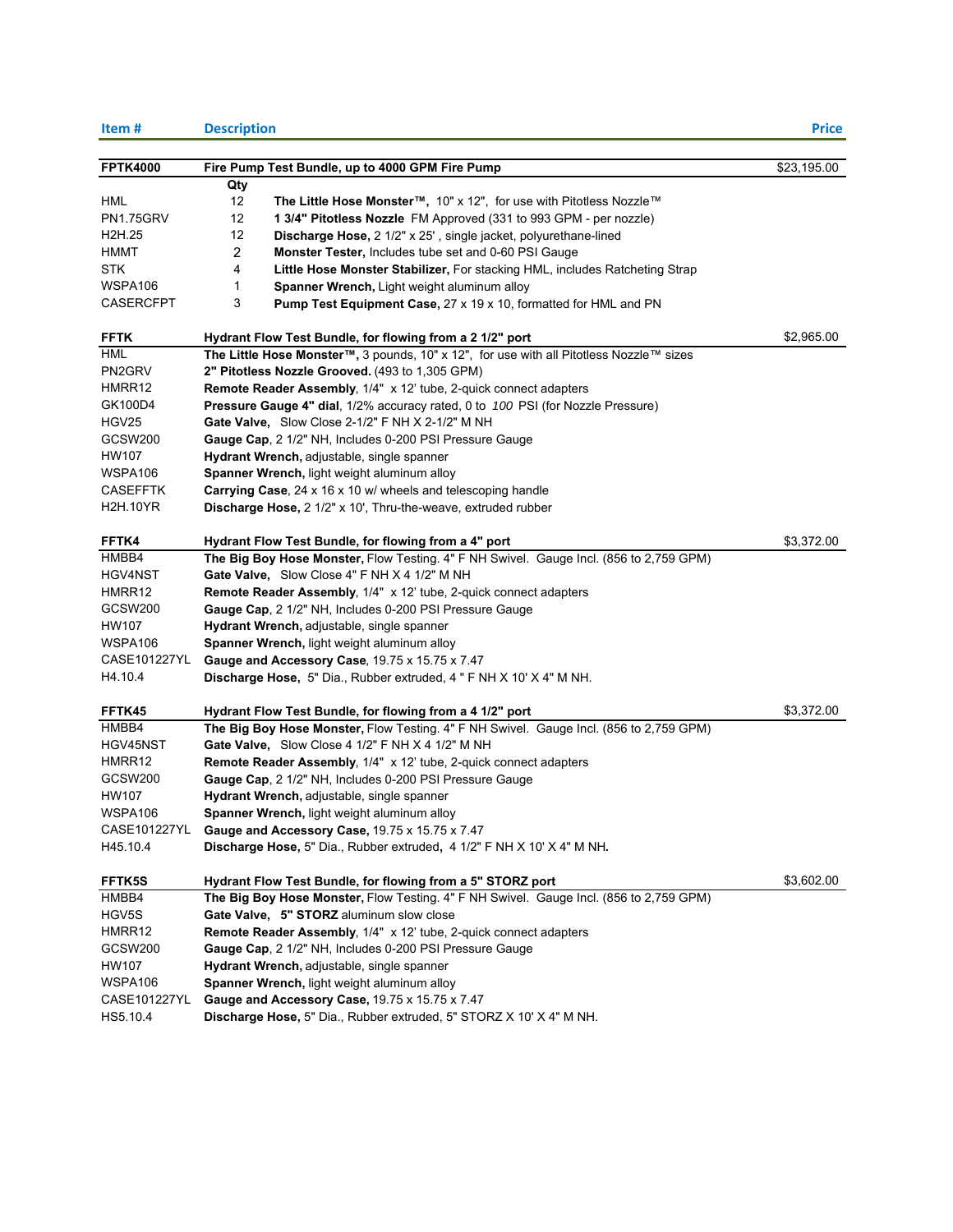| Item # | Description | Price |
|---|---|---|
| **FPTK4000** | **Fire Pump Test Bundle, up to 4000 GPM Fire Pump** | $23,195.00 |

| Item # | Qty | Description |
|---|---|---|
| HML | 12 | **The Little Hose Monster™,** 10" x 12", for use with Pitotless Nozzle™ |
| PN1.75GRV | 12 | **1 3/4" Pitotless Nozzle** FM Approved (331 to 993 GPM - per nozzle) |
| H2H.25 | 12 | **Discharge Hose,** 2 1/2" x 25' , single jacket, polyurethane-lined |
| HMMT | 2 | **Monster Tester,** Includes tube set and 0-60 PSI Gauge |
| STK | 4 | **Little Hose Monster Stabilizer,** For stacking HML, includes Ratcheting Strap |
| WSPA106 | 1 | **Spanner Wrench,** Light weight aluminum alloy |
| CASERCFPT | 3 | **Pump Test Equipment Case,** 27 x 19 x 10, formatted for HML and PN |

| Item # | Description | Price |
|---|---|---|
| **FFTK** | **Hydrant Flow Test Bundle, for flowing from a 2 1/2" port** | $2,965.00 |
| HML | **The Little Hose Monster™,** 3 pounds, 10" x 12", for use with all Pitotless Nozzle™ sizes | |
| PN2GRV | **2" Pitotless Nozzle Grooved.** (493 to 1,305 GPM) | |
| HMRR12 | **Remote Reader Assembly**, 1/4" x 12' tube, 2-quick connect adapters | |
| GK100D4 | **Pressure Gauge 4" dial**, 1/2% accuracy rated, 0 to *100* PSI (for Nozzle Pressure) | |
| HGV25 | **Gate Valve,** Slow Close 2-1/2" F NH X 2-1/2" M NH | |
| GCSW200 | **Gauge Cap**, 2 1/2" NH, Includes 0-200 PSI Pressure Gauge | |
| HW107 | **Hydrant Wrench,** adjustable, single spanner | |
| WSPA106 | **Spanner Wrench,** light weight aluminum alloy | |
| CASEFFTK | **Carrying Case**, 24 x 16 x 10 w/ wheels and telescoping handle | |
| H2H.10YR | **Discharge Hose,** 2 1/2" x 10', Thru-the-weave, extruded rubber | |

| Item # | Description | Price |
|---|---|---|
| **FFTK4** | **Hydrant Flow Test Bundle, for flowing from a 4" port** | $3,372.00 |
| HMBB4 | **The Big Boy Hose Monster,** Flow Testing. 4" F NH Swivel. Gauge Incl. (856 to 2,759 GPM) | |
| HGV4NST | **Gate Valve,** Slow Close 4" F NH X 4 1/2" M NH | |
| HMRR12 | **Remote Reader Assembly**, 1/4" x 12' tube, 2-quick connect adapters | |
| GCSW200 | **Gauge Cap**, 2 1/2" NH, Includes 0-200 PSI Pressure Gauge | |
| HW107 | **Hydrant Wrench,** adjustable, single spanner | |
| WSPA106 | **Spanner Wrench,** light weight aluminum alloy | |
| CASE101227YL | **Gauge and Accessory Case**, 19.75 x 15.75 x 7.47 | |
| H4.10.4 | **Discharge Hose,** 5" Dia., Rubber extruded, 4 " F NH X 10' X 4" M NH. | |

| Item # | Description | Price |
|---|---|---|
| **FFTK45** | **Hydrant Flow Test Bundle, for flowing from a 4 1/2" port** | $3,372.00 |
| HMBB4 | **The Big Boy Hose Monster,** Flow Testing. 4" F NH Swivel. Gauge Incl. (856 to 2,759 GPM) | |
| HGV45NST | **Gate Valve,** Slow Close 4 1/2" F NH X 4 1/2" M NH | |
| HMRR12 | **Remote Reader Assembly**, 1/4" x 12' tube, 2-quick connect adapters | |
| GCSW200 | **Gauge Cap**, 2 1/2" NH, Includes 0-200 PSI Pressure Gauge | |
| HW107 | **Hydrant Wrench,** adjustable, single spanner | |
| WSPA106 | **Spanner Wrench,** light weight aluminum alloy | |
| CASE101227YL | **Gauge and Accessory Case,** 19.75 x 15.75 x 7.47 | |
| H45.10.4 | **Discharge Hose,** 5" Dia., Rubber extruded, 4 1/2" F NH X 10' X 4" M NH**.** | |

| Item # | Description | Price |
|---|---|---|
| **FFTK5S** | **Hydrant Flow Test Bundle, for flowing from a 5" STORZ port** | $3,602.00 |
| HMBB4 | **The Big Boy Hose Monster,** Flow Testing. 4" F NH Swivel. Gauge Incl. (856 to 2,759 GPM) | |
| HGV5S | **Gate Valve, 5" STORZ** aluminum slow close | |
| HMRR12 | **Remote Reader Assembly**, 1/4" x 12' tube, 2-quick connect adapters | |
| GCSW200 | **Gauge Cap**, 2 1/2" NH, Includes 0-200 PSI Pressure Gauge | |
| HW107 | **Hydrant Wrench,** adjustable, single spanner | |
| WSPA106 | **Spanner Wrench,** light weight aluminum alloy | |
| CASE101227YL | **Gauge and Accessory Case,** 19.75 x 15.75 x 7.47 | |
| HS5.10.4 | **Discharge Hose,** 5" Dia., Rubber extruded, 5" STORZ X 10' X 4" M NH. | |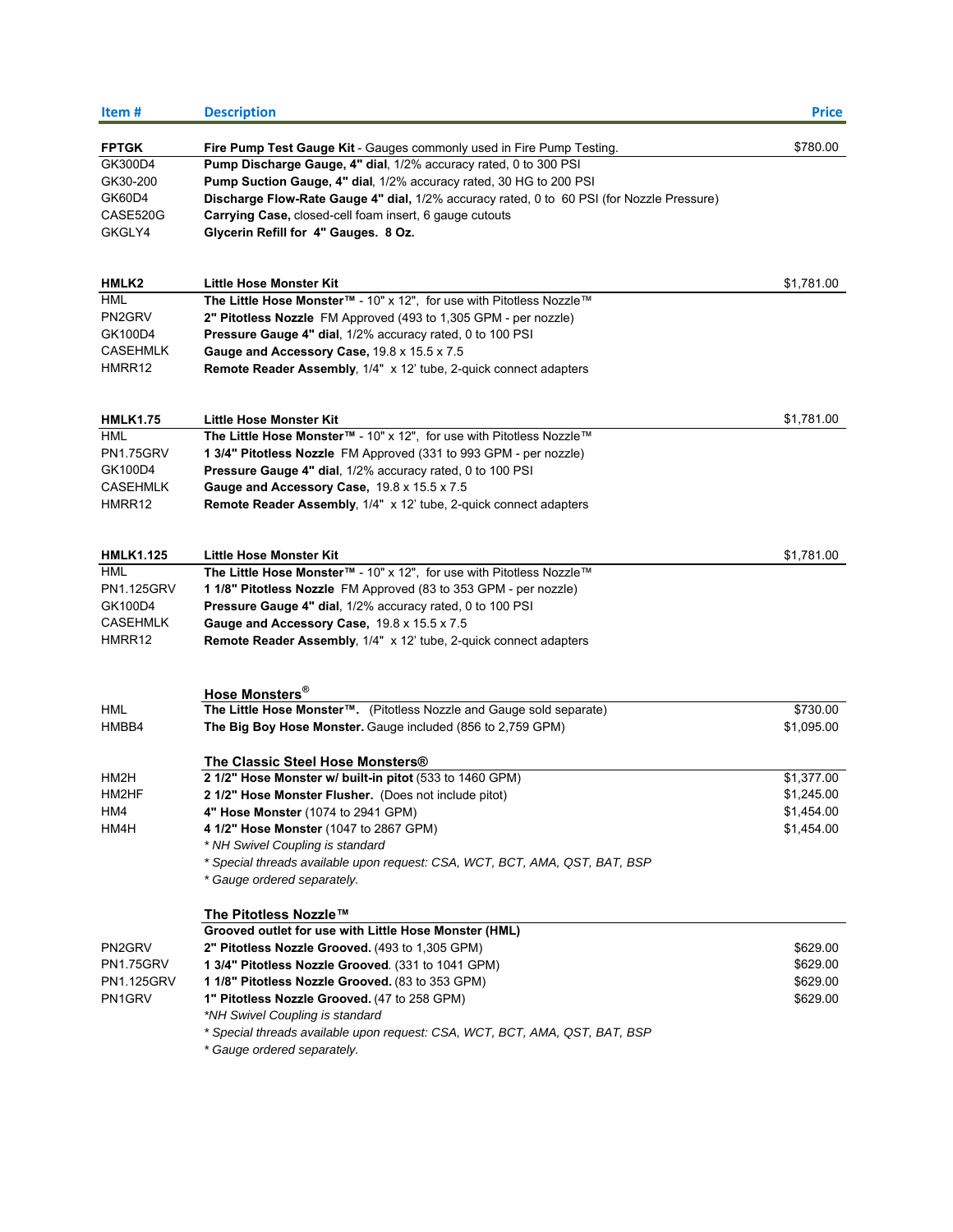| Item # | Description | Price |
|---|---|---|
| **FPTGK** | **Fire Pump Test Gauge Kit** - Gauges commonly used in Fire Pump Testing. | $780.00 |
| GK300D4 | **Pump Discharge Gauge, 4" dial**, 1/2% accuracy rated, 0 to 300 PSI | |
| GK30-200 | **Pump Suction Gauge, 4" dial**, 1/2% accuracy rated, 30 HG to 200 PSI | |
| GK60D4 | **Discharge Flow-Rate Gauge 4" dial,** 1/2% accuracy rated, 0 to 60 PSI (for Nozzle Pressure) | |
| CASE520G | **Carrying Case,** closed-cell foam insert, 6 gauge cutouts | |
| GKGLY4 | **Glycerin Refill for 4" Gauges. 8 Oz.** | |
| | | |
| **HMLK2** | **Little Hose Monster Kit** | $1,781.00 |
| HML | **The Little Hose Monster™** - 10" x 12", for use with Pitotless Nozzle™ | |
| PN2GRV | **2" Pitotless Nozzle** FM Approved (493 to 1,305 GPM - per nozzle) | |
| GK100D4 | **Pressure Gauge 4" dial**, 1/2% accuracy rated, 0 to 100 PSI | |
| CASEHMLK | **Gauge and Accessory Case,** 19.8 x 15.5 x 7.5 | |
| HMRR12 | **Remote Reader Assembly**, 1/4" x 12' tube, 2-quick connect adapters | |
| | | |
| **HMLK1.75** | **Little Hose Monster Kit** | $1,781.00 |
| HML | **The Little Hose Monster™** - 10" x 12", for use with Pitotless Nozzle™ | |
| PN1.75GRV | **1 3/4" Pitotless Nozzle** FM Approved (331 to 993 GPM - per nozzle) | |
| GK100D4 | **Pressure Gauge 4" dial**, 1/2% accuracy rated, 0 to 100 PSI | |
| CASEHMLK | **Gauge and Accessory Case,** 19.8 x 15.5 x 7.5 | |
| HMRR12 | **Remote Reader Assembly**, 1/4" x 12' tube, 2-quick connect adapters | |
| | | |
| **HMLK1.125** | **Little Hose Monster Kit** | $1,781.00 |
| HML | **The Little Hose Monster™** - 10" x 12", for use with Pitotless Nozzle™ | |
| PN1.125GRV | **1 1/8" Pitotless Nozzle** FM Approved (83 to 353 GPM - per nozzle) | |
| GK100D4 | **Pressure Gauge 4" dial**, 1/2% accuracy rated, 0 to 100 PSI | |
| CASEHMLK | **Gauge and Accessory Case,** 19.8 x 15.5 x 7.5 | |
| HMRR12 | **Remote Reader Assembly**, 1/4" x 12' tube, 2-quick connect adapters | |
| | | |
| | **Hose Monsters®** | |
| HML | **The Little Hose Monster™.** (Pitotless Nozzle and Gauge sold separate) | $730.00 |
| HMBB4 | **The Big Boy Hose Monster.** Gauge included (856 to 2,759 GPM) | $1,095.00 |
| | | |
| | **The Classic Steel Hose Monsters®** | |
| HM2H | **2 1/2" Hose Monster w/ built-in pitot** (533 to 1460 GPM) | $1,377.00 |
| HM2HF | **2 1/2" Hose Monster Flusher.** (Does not include pitot) | $1,245.00 |
| HM4 | **4" Hose Monster** (1074 to 2941 GPM) | $1,454.00 |
| HM4H | **4 1/2" Hose Monster** (1047 to 2867 GPM) | $1,454.00 |
| | *\* NH Swivel Coupling is standard* | |
| | *\* Special threads available upon request: CSA, WCT, BCT, AMA, QST, BAT, BSP* | |
| | *\* Gauge ordered separately.* | |
| | | |
| | **The Pitotless Nozzle™** | |
| | **Grooved outlet for use with Little Hose Monster (HML)** | |
| PN2GRV | **2" Pitotless Nozzle Grooved.** (493 to 1,305 GPM) | $629.00 |
| PN1.75GRV | **1 3/4" Pitotless Nozzle Grooved**. (331 to 1041 GPM) | $629.00 |
| PN1.125GRV | **1 1/8" Pitotless Nozzle Grooved.** (83 to 353 GPM) | $629.00 |
| PN1GRV | **1" Pitotless Nozzle Grooved.** (47 to 258 GPM) | $629.00 |
| | *\*NH Swivel Coupling is standard* | |
| | *\* Special threads available upon request: CSA, WCT, BCT, AMA, QST, BAT, BSP* | |
| | *\* Gauge ordered separately.* | |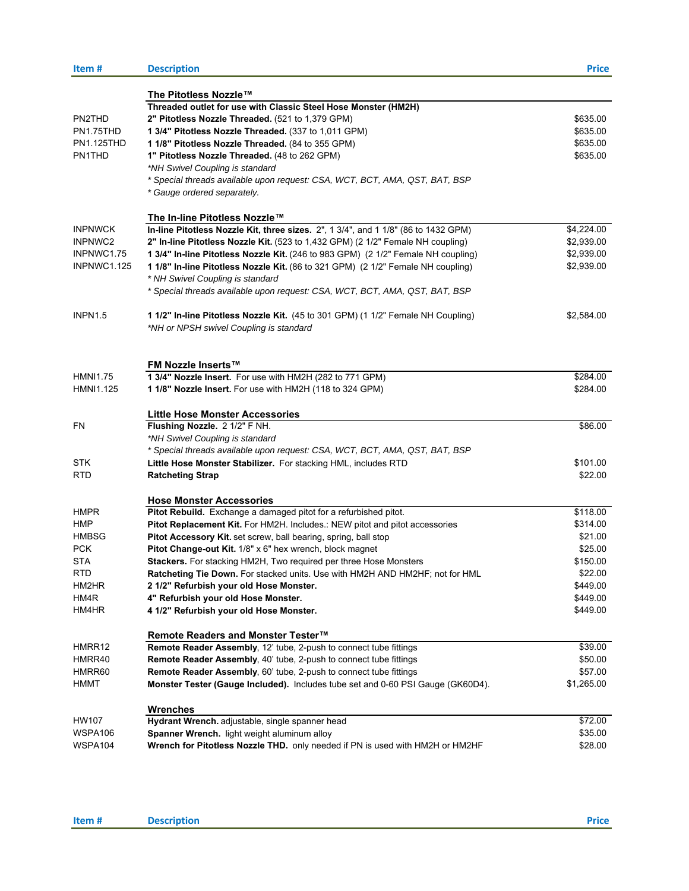| Item # | Description | Price |
|---|---|---|
| | **The Pitotless Nozzle™** | |
| | **Threaded outlet for use with Classic Steel Hose Monster (HM2H)** | |
| PN2THD | **2" Pitotless Nozzle Threaded.** (521 to 1,379 GPM) | $635.00 |
| PN1.75THD | **1 3/4" Pitotless Nozzle Threaded.** (337 to 1,011 GPM) | $635.00 |
| PN1.125THD | **1 1/8" Pitotless Nozzle Threaded.** (84 to 355 GPM) | $635.00 |
| PN1THD | **1" Pitotless Nozzle Threaded.** (48 to 262 GPM) | $635.00 |
| | *\*NH Swivel Coupling is standard* | |
| | *\* Special threads available upon request: CSA, WCT, BCT, AMA, QST, BAT, BSP* | |
| | *\* Gauge ordered separately.* | |
| | **The In-line Pitotless Nozzle™** | |
| INPNWCK | **In-line Pitotless Nozzle Kit, three sizes.** 2", 1 3/4", and 1 1/8" (86 to 1432 GPM) | $4,224.00 |
| INPNWC2 | **2" In-line Pitotless Nozzle Kit.** (523 to 1,432 GPM) (2 1/2" Female NH coupling) | $2,939.00 |
| INPNWC1.75 | **1 3/4" In-line Pitotless Nozzle Kit.** (246 to 983 GPM) (2 1/2" Female NH coupling) | $2,939.00 |
| INPNWC1.125 | **1 1/8" In-line Pitotless Nozzle Kit.** (86 to 321 GPM) (2 1/2" Female NH coupling) | $2,939.00 |
| | *\* NH Swivel Coupling is standard* | |
| | *\* Special threads available upon request: CSA, WCT, BCT, AMA, QST, BAT, BSP* | |
| INPN1.5 | **1 1/2" In-line Pitotless Nozzle Kit.** (45 to 301 GPM) (1 1/2" Female NH Coupling) | $2,584.00 |
| | *\*NH or NPSH swivel Coupling is standard* | |
| | **FM Nozzle Inserts™** | |
| HMNI1.75 | **1 3/4" Nozzle Insert.** For use with HM2H (282 to 771 GPM) | $284.00 |
| HMNI1.125 | **1 1/8" Nozzle Insert.** For use with HM2H (118 to 324 GPM) | $284.00 |
| | **Little Hose Monster Accessories** | |
| FN | **Flushing Nozzle.** 2 1/2" F NH. | $86.00 |
| | *\*NH Swivel Coupling is standard* | |
| | *\* Special threads available upon request: CSA, WCT, BCT, AMA, QST, BAT, BSP* | |
| STK | **Little Hose Monster Stabilizer.** For stacking HML, includes RTD | $101.00 |
| RTD | **Ratcheting Strap** | $22.00 |
| | **Hose Monster Accessories** | |
| HMPR | **Pitot Rebuild.** Exchange a damaged pitot for a refurbished pitot. | $118.00 |
| HMP | **Pitot Replacement Kit.** For HM2H. Includes.: NEW pitot and pitot accessories | $314.00 |
| HMBSG | **Pitot Accessory Kit.** set screw, ball bearing, spring, ball stop | $21.00 |
| PCK | **Pitot Change-out Kit.** 1/8" x 6" hex wrench, block magnet | $25.00 |
| STA | **Stackers.** For stacking HM2H, Two required per three Hose Monsters | $150.00 |
| RTD | **Ratcheting Tie Down.** For stacked units. Use with HM2H AND HM2HF; not for HML | $22.00 |
| HM2HR | **2 1/2" Refurbish your old Hose Monster.** | $449.00 |
| HM4R | **4" Refurbish your old Hose Monster.** | $449.00 |
| HM4HR | **4 1/2" Refurbish your old Hose Monster.** | $449.00 |
| | **Remote Readers and Monster Tester™** | |
| HMRR12 | **Remote Reader Assembly**, 12' tube, 2-push to connect tube fittings | $39.00 |
| HMRR40 | **Remote Reader Assembly**, 40' tube, 2-push to connect tube fittings | $50.00 |
| HMRR60 | **Remote Reader Assembly**, 60' tube, 2-push to connect tube fittings | $57.00 |
| HMMT | **Monster Tester (Gauge Included).** Includes tube set and 0-60 PSI Gauge (GK60D4). | $1,265.00 |
| | **Wrenches** | |
| HW107 | **Hydrant Wrench.** adjustable, single spanner head | $72.00 |
| WSPA106 | **Spanner Wrench.** light weight aluminum alloy | $35.00 |
| WSPA104 | **Wrench for Pitotless Nozzle THD.** only needed if PN is used with HM2H or HM2HF | $28.00 |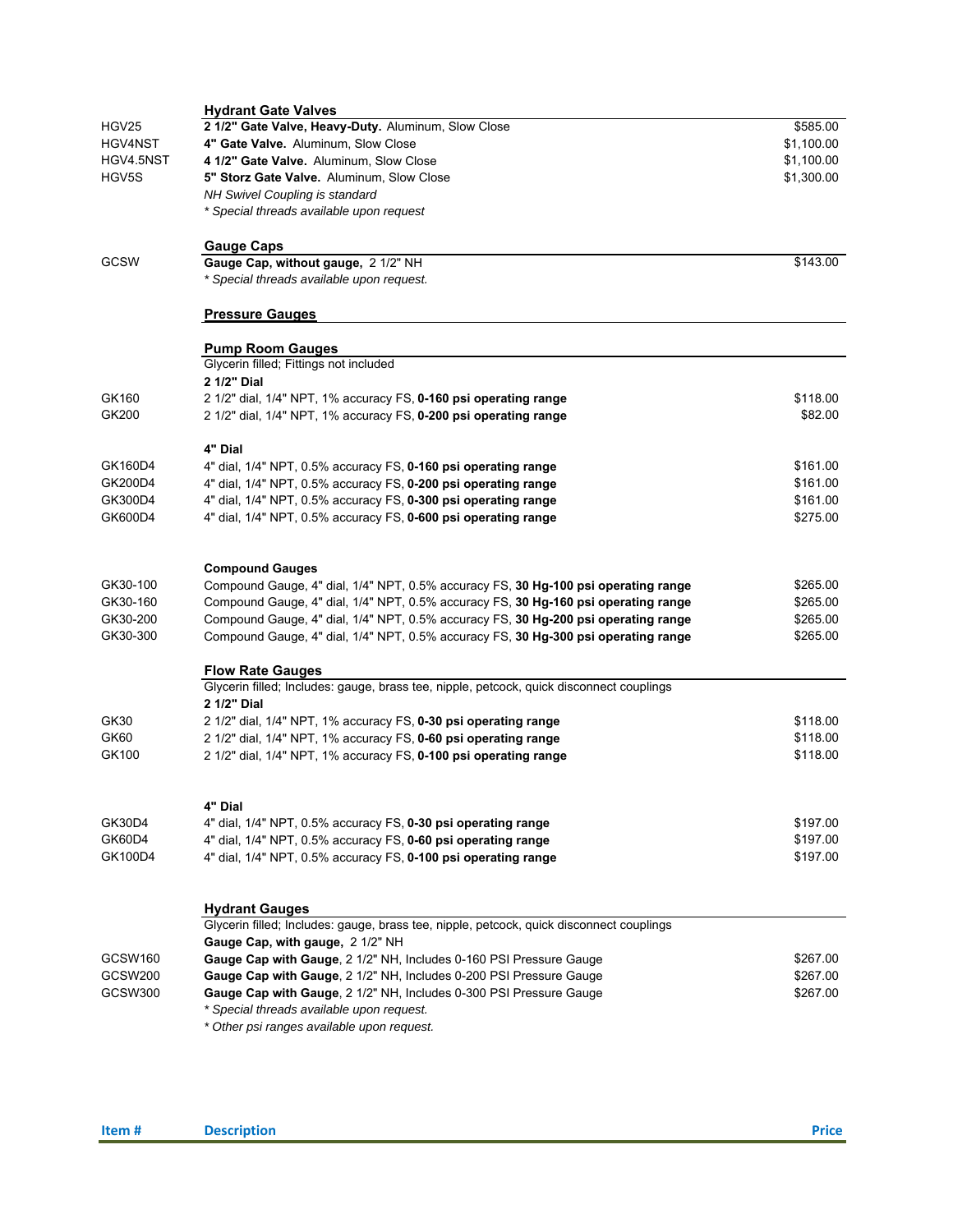| Item # | Description | Price |
|---|---|---|
| | **Hydrant Gate Valves** | |
| HGV25 | **2 1/2" Gate Valve, Heavy-Duty.** Aluminum, Slow Close | $585.00 |
| HGV4NST | **4" Gate Valve.** Aluminum, Slow Close | $1,100.00 |
| HGV4.5NST | **4 1/2" Gate Valve.** Aluminum, Slow Close | $1,100.00 |
| HGV5S | **5" Storz Gate Valve.** Aluminum, Slow Close | $1,300.00 |
| | *NH Swivel Coupling is standard* | |
| | ** Special threads available upon request* | |
| | **Gauge Caps** | |
| GCSW | **Gauge Cap, without gauge,** 2 1/2" NH | $143.00 |
| | ** Special threads available upon request.* | |
| | **Pressure Gauges** | |
| | **Pump Room Gauges** | |
| | Glycerin filled; Fittings not included | |
| | **2 1/2" Dial** | |
| GK160 | 2 1/2" dial, 1/4" NPT, 1% accuracy FS, **0-160 psi operating range** | $118.00 |
| GK200 | 2 1/2" dial, 1/4" NPT, 1% accuracy FS, **0-200 psi operating range** | $82.00 |
| | **4" Dial** | |
| GK160D4 | 4" dial, 1/4" NPT, 0.5% accuracy FS, **0-160 psi operating range** | $161.00 |
| GK200D4 | 4" dial, 1/4" NPT, 0.5% accuracy FS, **0-200 psi operating range** | $161.00 |
| GK300D4 | 4" dial, 1/4" NPT, 0.5% accuracy FS, **0-300 psi operating range** | $161.00 |
| GK600D4 | 4" dial, 1/4" NPT, 0.5% accuracy FS, **0-600 psi operating range** | $275.00 |
| | **Compound Gauges** | |
| GK30-100 | Compound Gauge, 4" dial, 1/4" NPT, 0.5% accuracy FS, **30 Hg-100 psi operating range** | $265.00 |
| GK30-160 | Compound Gauge, 4" dial, 1/4" NPT, 0.5% accuracy FS, **30 Hg-160 psi operating range** | $265.00 |
| GK30-200 | Compound Gauge, 4" dial, 1/4" NPT, 0.5% accuracy FS, **30 Hg-200 psi operating range** | $265.00 |
| GK30-300 | Compound Gauge, 4" dial, 1/4" NPT, 0.5% accuracy FS, **30 Hg-300 psi operating range** | $265.00 |
| | **Flow Rate Gauges** | |
| | Glycerin filled; Includes: gauge, brass tee, nipple, petcock, quick disconnect couplings | |
| | **2 1/2" Dial** | |
| GK30 | 2 1/2" dial, 1/4" NPT, 1% accuracy FS, **0-30 psi operating range** | $118.00 |
| GK60 | 2 1/2" dial, 1/4" NPT, 1% accuracy FS, **0-60 psi operating range** | $118.00 |
| GK100 | 2 1/2" dial, 1/4" NPT, 1% accuracy FS, **0-100 psi operating range** | $118.00 |
| | **4" Dial** | |
| GK30D4 | 4" dial, 1/4" NPT, 0.5% accuracy FS, **0-30 psi operating range** | $197.00 |
| GK60D4 | 4" dial, 1/4" NPT, 0.5% accuracy FS, **0-60 psi operating range** | $197.00 |
| GK100D4 | 4" dial, 1/4" NPT, 0.5% accuracy FS, **0-100 psi operating range** | $197.00 |
| | **Hydrant Gauges** | |
| | Glycerin filled; Includes: gauge, brass tee, nipple, petcock, quick disconnect couplings | |
| | **Gauge Cap, with gauge,** 2 1/2" NH | |
| GCSW160 | **Gauge Cap with Gauge**, 2 1/2" NH, Includes 0-160 PSI Pressure Gauge | $267.00 |
| GCSW200 | **Gauge Cap with Gauge**, 2 1/2" NH, Includes 0-200 PSI Pressure Gauge | $267.00 |
| GCSW300 | **Gauge Cap with Gauge**, 2 1/2" NH, Includes 0-300 PSI Pressure Gauge | $267.00 |
| | ** Special threads available upon request.* | |
| | ** Other psi ranges available upon request.* | |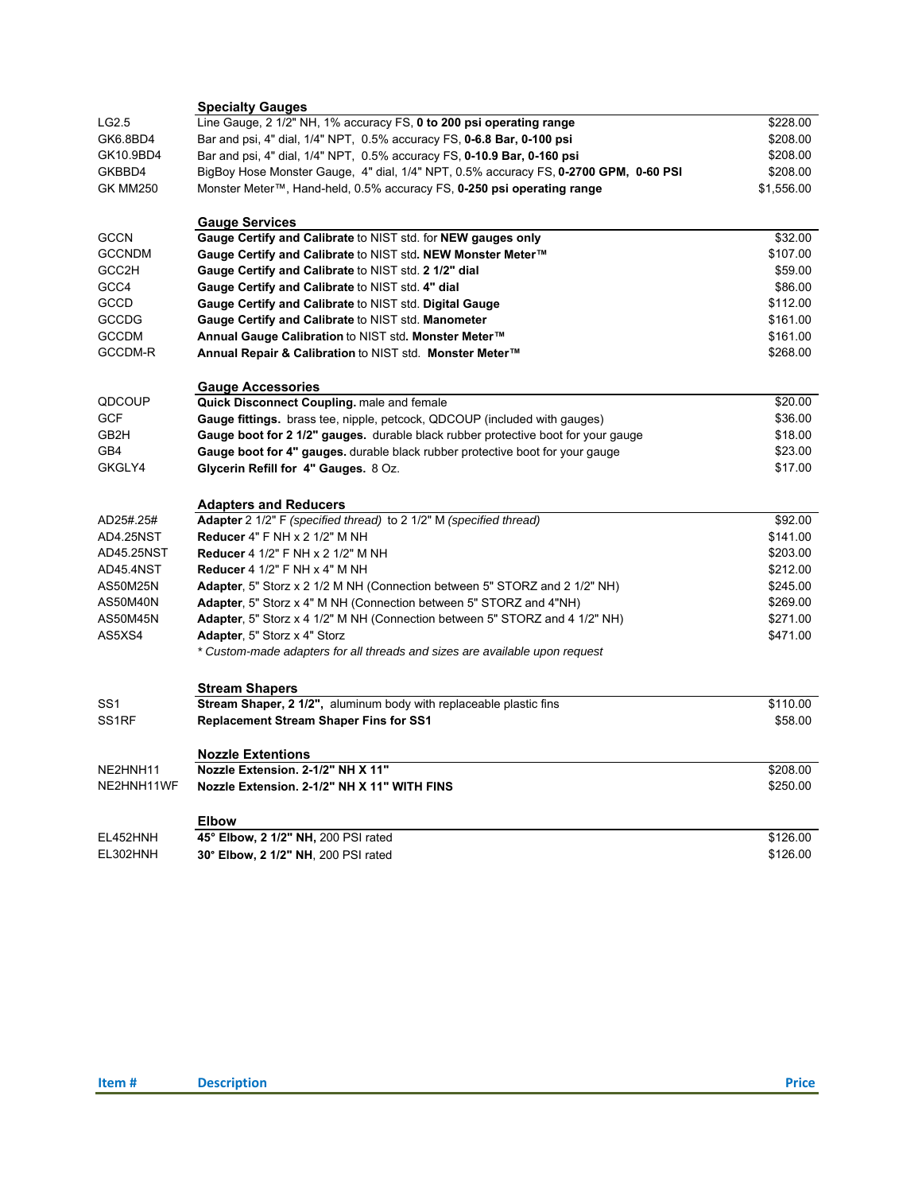| Item # | Description | Price |
|---|---|---|
| | **Specialty Gauges** | |
| LG2.5 | Line Gauge, 2 1/2" NH, 1% accuracy FS, **0 to 200 psi operating range** | $228.00 |
| GK6.8BD4 | Bar and psi, 4" dial, 1/4" NPT, 0.5% accuracy FS, **0-6.8 Bar, 0-100 psi** | $208.00 |
| GK10.9BD4 | Bar and psi, 4" dial, 1/4" NPT, 0.5% accuracy FS, **0-10.9 Bar, 0-160 psi** | $208.00 |
| GKBBD4 | BigBoy Hose Monster Gauge, 4" dial, 1/4" NPT, 0.5% accuracy FS, **0-2700 GPM, 0-60 PSI** | $208.00 |
| GK MM250 | Monster Meter™, Hand-held, 0.5% accuracy FS, **0-250 psi operating range** | $1,556.00 |
| | **Gauge Services** | |
| GCCN | **Gauge Certify and Calibrate** to NIST std. for **NEW gauges only** | $32.00 |
| GCCNDM | **Gauge Certify and Calibrate** to NIST std**. NEW Monster Meter™** | $107.00 |
| GCC2H | **Gauge Certify and Calibrate** to NIST std. **2 1/2" dial** | $59.00 |
| GCC4 | **Gauge Certify and Calibrate** to NIST std. **4" dial** | $86.00 |
| GCCD | **Gauge Certify and Calibrate** to NIST std. **Digital Gauge** | $112.00 |
| GCCDG | **Gauge Certify and Calibrate** to NIST std. **Manometer** | $161.00 |
| GCCDM | **Annual Gauge Calibration** to NIST std**. Monster Meter™** | $161.00 |
| GCCDM-R | **Annual Repair & Calibration** to NIST std. **Monster Meter™** | $268.00 |
| | **Gauge Accessories** | |
| QDCOUP | **Quick Disconnect Coupling.** male and female | $20.00 |
| GCF | **Gauge fittings.** brass tee, nipple, petcock, QDCOUP (included with gauges) | $36.00 |
| GB2H | **Gauge boot for 2 1/2" gauges.** durable black rubber protective boot for your gauge | $18.00 |
| GB4 | **Gauge boot for 4" gauges.** durable black rubber protective boot for your gauge | $23.00 |
| GKGLY4 | **Glycerin Refill for 4" Gauges.** 8 Oz. | $17.00 |
| | **Adapters and Reducers** | |
| AD25#.25# | **Adapter** 2 1/2" F *(specified thread)* to 2 1/2" M *(specified thread)* | $92.00 |
| AD4.25NST | **Reducer** 4" F NH x 2 1/2" M NH | $141.00 |
| AD45.25NST | **Reducer** 4 1/2" F NH x 2 1/2" M NH | $203.00 |
| AD45.4NST | **Reducer** 4 1/2" F NH x 4" M NH | $212.00 |
| AS50M25N | **Adapter**, 5" Storz x 2 1/2 M NH (Connection between 5" STORZ and 2 1/2" NH) | $245.00 |
| AS50M40N | **Adapter**, 5" Storz x 4" M NH (Connection between 5" STORZ and 4"NH) | $269.00 |
| AS50M45N | **Adapter**, 5" Storz x 4 1/2" M NH (Connection between 5" STORZ and 4 1/2" NH) | $271.00 |
| AS5XS4 | **Adapter**, 5" Storz x 4" Storz | $471.00 |
| | *\* Custom-made adapters for all threads and sizes are available upon request* | |
| | **Stream Shapers** | |
| SS1 | **Stream Shaper, 2 1/2",** aluminum body with replaceable plastic fins | $110.00 |
| SS1RF | **Replacement Stream Shaper Fins for SS1** | $58.00 |
| | **Nozzle Extentions** | |
| NE2HNH11 | **Nozzle Extension. 2-1/2" NH X 11"** | $208.00 |
| NE2HNH11WF | **Nozzle Extension. 2-1/2" NH X 11" WITH FINS** | $250.00 |
| | **Elbow** | |
| EL452HNH | **45° Elbow, 2 1/2" NH,** 200 PSI rated | $126.00 |
| EL302HNH | **30° Elbow, 2 1/2" NH**, 200 PSI rated | $126.00 |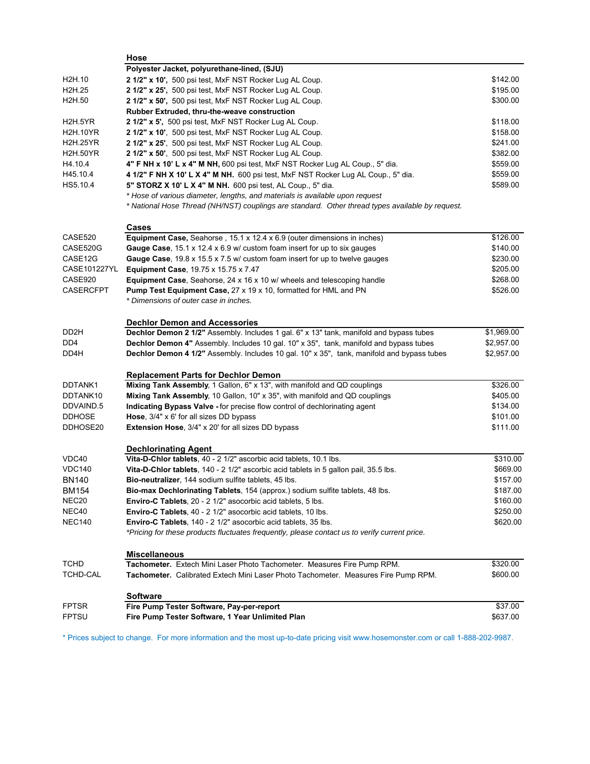## Hose

| | | |
|---|---|---|
| | **Polyester Jacket, polyurethane-lined, (SJU)** | |
| H2H.10 | **2 1/2" x 10',** 500 psi test, MxF NST Rocker Lug AL Coup. | $142.00 |
| H2H.25 | **2 1/2" x 25',** 500 psi test, MxF NST Rocker Lug AL Coup. | $195.00 |
| H2H.50 | **2 1/2" x 50',** 500 psi test, MxF NST Rocker Lug AL Coup. | $300.00 |
| | **Rubber Extruded, thru-the-weave construction** | |
| H2H.5YR | **2 1/2" x 5',** 500 psi test, MxF NST Rocker Lug AL Coup. | $118.00 |
| H2H.10YR | **2 1/2" x 10',** 500 psi test, MxF NST Rocker Lug AL Coup. | $158.00 |
| H2H.25YR | **2 1/2" x 25',** 500 psi test, MxF NST Rocker Lug AL Coup. | $241.00 |
| H2H.50YR | **2 1/2" x 50',** 500 psi test, MxF NST Rocker Lug AL Coup. | $382.00 |
| H4.10.4 | **4" F NH x 10' L x 4" M NH,** 600 psi test, MxF NST Rocker Lug AL Coup., 5" dia. | $559.00 |
| H45.10.4 | **4 1/2" F NH X 10' L X 4" M NH.** 600 psi test, MxF NST Rocker Lug AL Coup., 5" dia. | $559.00 |
| HS5.10.4 | **5" STORZ X 10' L X 4" M NH.** 600 psi test, AL Coup., 5" dia. | $589.00 |

*\* Hose of various diameter, lengths, and materials is available upon request*

*\* National Hose Thread (NH/NST) couplings are standard. Other thread types available by request.*

## Cases

| | | |
|---|---|---|
| CASE520 | **Equipment Case,** Seahorse , 15.1 x 12.4 x 6.9 (outer dimensions in inches) | $126.00 |
| CASE520G | **Gauge Case**, 15.1 x 12.4 x 6.9 w/ custom foam insert for up to six gauges | $140.00 |
| CASE12G | **Gauge Case**, 19.8 x 15.5 x 7.5 w/ custom foam insert for up to twelve gauges | $230.00 |
| CASE101227YL | **Equipment Case**, 19.75 x 15.75 x 7.47 | $205.00 |
| CASE920 | **Equipment Case**, Seahorse, 24 x 16 x 10 w/ wheels and telescoping handle | $268.00 |
| CASERCFPT | **Pump Test Equipment Case,** 27 x 19 x 10, formatted for HML and PN | $526.00 |

*\* Dimensions of outer case in inches.*

## Dechlor Demon and Accessories

| | | |
|---|---|---|
| DD2H | **Dechlor Demon 2 1/2"** Assembly. Includes 1 gal. 6" x 13" tank, manifold and bypass tubes | $1,969.00 |
| DD4 | **Dechlor Demon 4"** Assembly. Includes 10 gal. 10" x 35", tank, manifold and bypass tubes | $2,957.00 |
| DD4H | **Dechlor Demon 4 1/2"** Assembly. Includes 10 gal. 10" x 35", tank, manifold and bypass tubes | $2,957.00 |

## Replacement Parts for Dechlor Demon

| | | |
|---|---|---|
| DDTANK1 | **Mixing Tank Assembly**, 1 Gallon, 6" x 13", with manifold and QD couplings | $326.00 |
| DDTANK10 | **Mixing Tank Assembly**, 10 Gallon, 10" x 35", with manifold and QD couplings | $405.00 |
| DDVAIND.5 | **Indicating Bypass Valve -** for precise flow control of dechlorinating agent | $134.00 |
| DDHOSE | **Hose**, 3/4" x 6' for all sizes DD bypass | $101.00 |
| DDHOSE20 | **Extension Hose**, 3/4" x 20' for all sizes DD bypass | $111.00 |

## Dechlorinating Agent

| | | |
|---|---|---|
| VDC40 | **Vita-D-Chlor tablets**, 40 - 2 1/2" ascorbic acid tablets, 10.1 lbs. | $310.00 |
| VDC140 | **Vita-D-Chlor tablets**, 140 - 2 1/2" ascorbic acid tablets in 5 gallon pail, 35.5 lbs. | $669.00 |
| BN140 | **Bio-neutralizer**, 144 sodium sulfite tablets, 45 lbs. | $157.00 |
| BM154 | **Bio-max Dechlorinating Tablets**, 154 (approx.) sodium sulfite tablets, 48 lbs. | $187.00 |
| NEC20 | **Enviro-C Tablets**, 20 - 2 1/2" asocorbic acid tablets, 5 lbs. | $160.00 |
| NEC40 | **Enviro-C Tablets**, 40 - 2 1/2" asocorbic acid tablets, 10 lbs. | $250.00 |
| NEC140 | **Enviro-C Tablets**, 140 - 2 1/2" asocorbic acid tablets, 35 lbs. | $620.00 |

*\*Pricing for these products fluctuates frequently, please contact us to verify current price.*

## Miscellaneous

| | | |
|---|---|---|
| TCHD | **Tachometer.** Extech Mini Laser Photo Tachometer. Measures Fire Pump RPM. | $320.00 |
| TCHD-CAL | **Tachometer.** Calibrated Extech Mini Laser Photo Tachometer. Measures Fire Pump RPM. | $600.00 |

## Software

| | | |
|---|---|---|
| FPTSR | **Fire Pump Tester Software, Pay-per-report** | $37.00 |
| FPTSU | **Fire Pump Tester Software, 1 Year Unlimited Plan** | $637.00 |

\* Prices subject to change. For more information and the most up-to-date pricing visit www.hosemonster.com or call 1-888-202-9987.